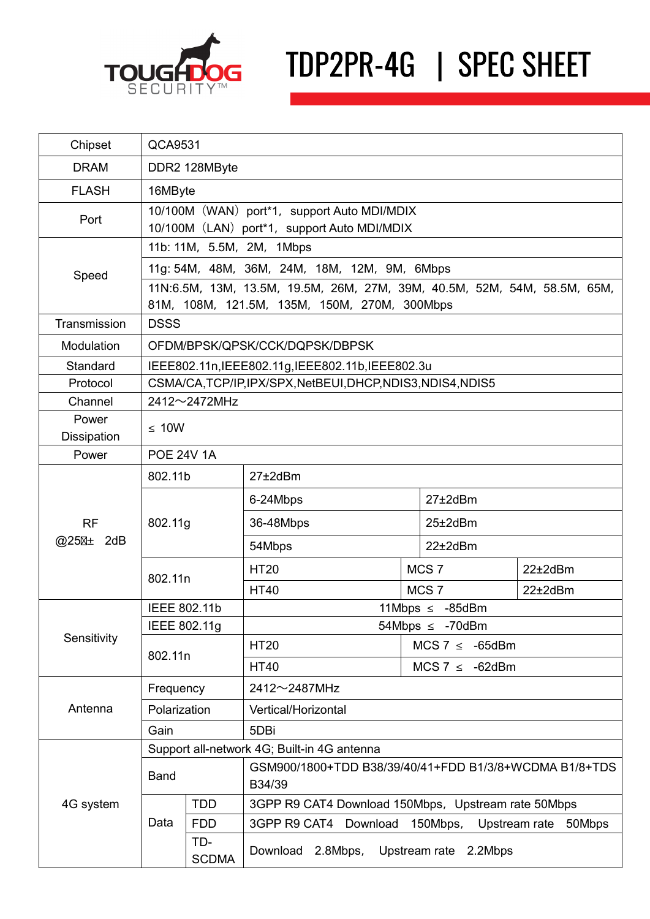# TDP2PR-4G | SPEC SHEET

| | | | | |
|---|---|---|---|---|
| Chipset | QCA9531 | | | |
| DRAM | DDR2 128MByte | | | |
| FLASH | 16MByte | | | |
| Port | 10/100M（WAN）port*1，support Auto MDI/MDIX<br>10/100M（LAN）port*1，support Auto MDI/MDIX | | | |
| Speed | 11b: 11M，5.5M，2M，1Mbps | | | |
| | 11g: 54M，48M，36M，24M，18M，12M，9M，6Mbps | | | |
| | 11N:6.5M，13M，13.5M，19.5M，26M，27M，39M，40.5M，52M，54M，58.5M，65M，81M，108M，121.5M，135M，150M，270M，300Mbps | | | |
| Transmission | DSSS | | | |
| Modulation | OFDM/BPSK/QPSK/CCK/DQPSK/DBPSK | | | |
| Standard | IEEE802.11n,IEEE802.11g,IEEE802.11b,IEEE802.3u | | | |
| Protocol | CSMA/CA,TCP/IP,IPX/SPX,NetBEUI,DHCP,NDIS3,NDIS4,NDIS5 | | | |
| Channel | 2412～2472MHz | | | |
| Power Dissipation | ≤ 10W | | | |
| Power | POE 24V 1A | | | |
| RF @25℃± 2dB | 802.11b | 27±2dBm | | |
| | 802.11g | 6-24Mbps | 27±2dBm | |
| | | 36-48Mbps | 25±2dBm | |
| | | 54Mbps | 22±2dBm | |
| | 802.11n | HT20 | MCS 7 | 22±2dBm |
| | | HT40 | MCS 7 | 22±2dBm |
| Sensitivity | IEEE 802.11b | 11Mbps ≤ -85dBm | | |
| | IEEE 802.11g | 54Mbps ≤ -70dBm | | |
| | 802.11n | HT20 | MCS 7 ≤ -65dBm | |
| | | HT40 | MCS 7 ≤ -62dBm | |
| Antenna | Frequency | 2412～2487MHz | | |
| | Polarization | Vertical/Horizontal | | |
| | Gain | 5DBi | | |
| 4G system | Support all-network 4G; Built-in 4G antenna | | | |
| | Band | GSM900/1800+TDD B38/39/40/41+FDD B1/3/8+WCDMA B1/8+TDS B34/39 | | |
| | Data TDD | 3GPP R9 CAT4 Download 150Mbps，Upstream rate 50Mbps | | |
| | Data FDD | 3GPP R9 CAT4 Download 150Mbps，Upstream rate 50Mbps | | |
| | Data TD-SCDMA | Download 2.8Mbps，Upstream rate 2.2Mbps | | |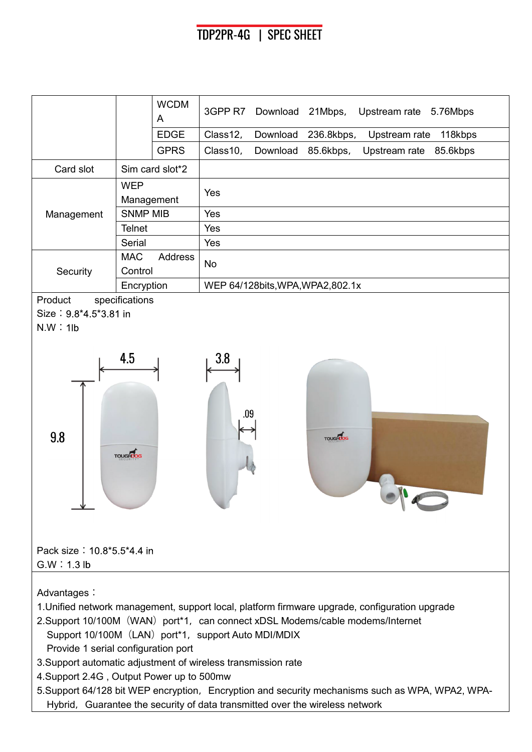# TDP2PR-4G | SPEC SHEET

| | | | |
|---|---|---|---|
| | | WCDMA | 3GPP R7 Download 21Mbps, Upstream rate 5.76Mbps |
| | | EDGE | Class12, Download 236.8kbps, Upstream rate 118kbps |
| | | GPRS | Class10, Download 85.6kbps, Upstream rate 85.6kbps |
| Card slot | Sim card slot*2 | | |
| Management | WEP Management | | Yes |
| | SNMP MIB | | Yes |
| | Telnet | | Yes |
| | Serial | | Yes |
| Security | MAC Address Control | | No |
| | Encryption | | WEP 64/128bits,WPA,WPA2,802.1x |

Product specifications
Size：9.8*4.5*3.81 in
N.W：1lb

Pack size：10.8*5.5*4.4 in
G.W：1.3 lb

Advantages：

1.Unified network management, support local, platform firmware upgrade, configuration upgrade
2.Support 10/100M（WAN）port*1, can connect xDSL Modems/cable modems/Internet
Support 10/100M（LAN）port*1, support Auto MDI/MDIX
Provide 1 serial configuration port
3.Support automatic adjustment of wireless transmission rate
4.Support 2.4G , Output Power up to 500mw
5.Support 64/128 bit WEP encryption, Encryption and security mechanisms such as WPA, WPA2, WPA-Hybrid, Guarantee the security of data transmitted over the wireless network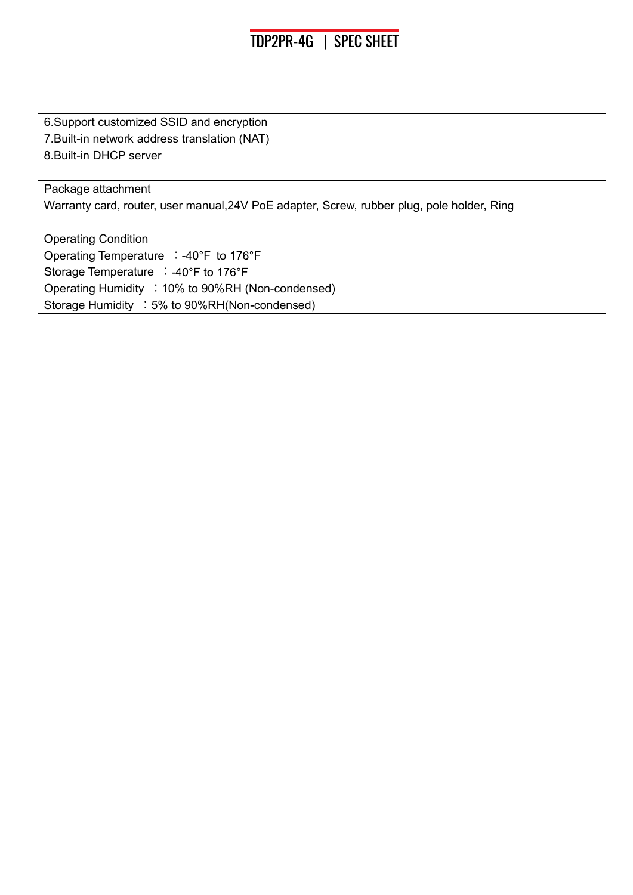6.Support customized SSID and encryption
7.Built-in network address translation (NAT)
8.Built-in DHCP server

Package attachment
Warranty card, router, user manual,24V PoE adapter, Screw, rubber plug, pole holder, Ring

Operating Condition
Operating Temperature ：-40°F to 176°F
Storage Temperature ：-40°F to 176°F
Operating Humidity ：10% to 90%RH (Non-condensed)
Storage Humidity ：5% to 90%RH(Non-condensed)